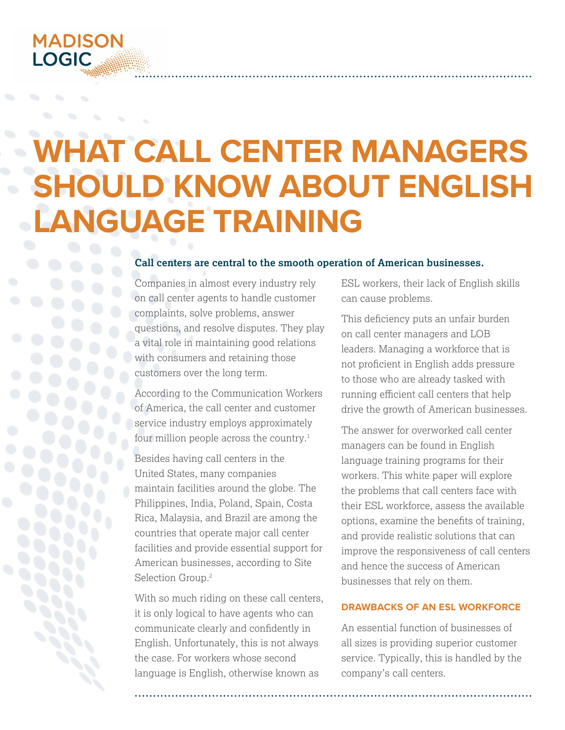# WHAT CALL CENTER MANAGERS SHOULD KNOW ABOUT ENGLISH LANGUAGE TRAINING

**Call centers are central to the smooth operation of American businesses.**

Companies in almost every industry rely on call center agents to handle customer complaints, solve problems, answer questions, and resolve disputes. They play a vital role in maintaining good relations with consumers and retaining those customers over the long term.

According to the Communication Workers of America, the call center and customer service industry employs approximately four million people across the country.[1]

Besides having call centers in the United States, many companies maintain facilities around the globe. The Philippines, India, Poland, Spain, Costa Rica, Malaysia, and Brazil are among the countries that operate major call center facilities and provide essential support for American businesses, according to Site Selection Group.[2]

With so much riding on these call centers, it is only logical to have agents who can communicate clearly and confidently in English. Unfortunately, this is not always the case. For workers whose second language is English, otherwise known as ESL workers, their lack of English skills can cause problems.

This deficiency puts an unfair burden on call center managers and LOB leaders. Managing a workforce that is not proficient in English adds pressure to those who are already tasked with running efficient call centers that help drive the growth of American businesses.

The answer for overworked call center managers can be found in English language training programs for their workers. This white paper will explore the problems that call centers face with their ESL workforce, assess the available options, examine the benefits of training, and provide realistic solutions that can improve the responsiveness of call centers and hence the success of American businesses that rely on them.

## DRAWBACKS OF AN ESL WORKFORCE

An essential function of businesses of all sizes is providing superior customer service. Typically, this is handled by the company's call centers.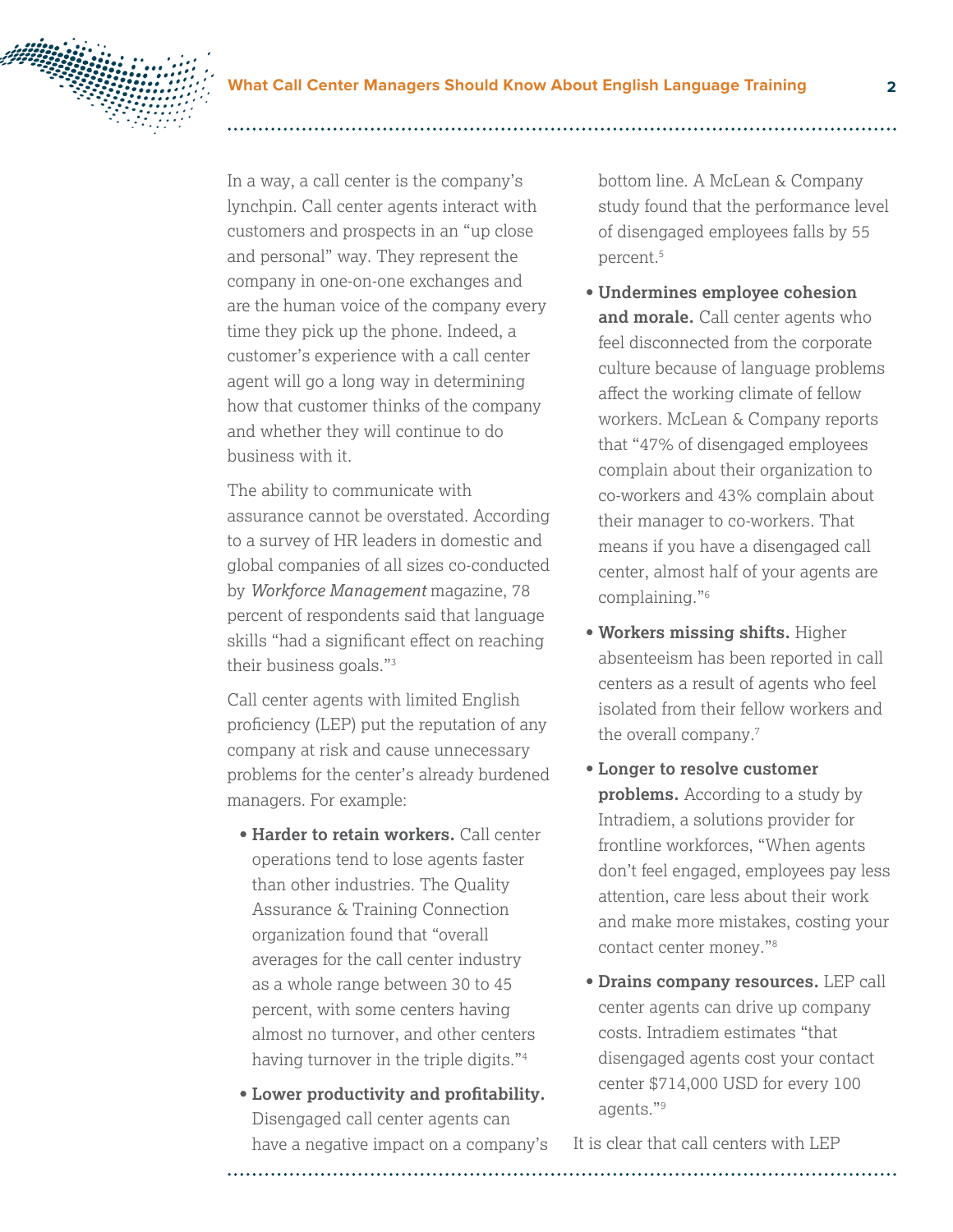In a way, a call center is the company's lynchpin. Call center agents interact with customers and prospects in an "up close and personal" way. They represent the company in one-on-one exchanges and are the human voice of the company every time they pick up the phone. Indeed, a customer's experience with a call center agent will go a long way in determining how that customer thinks of the company and whether they will continue to do business with it.

The ability to communicate with assurance cannot be overstated. According to a survey of HR leaders in domestic and global companies of all sizes co-conducted by *Workforce Management* magazine, 78 percent of respondents said that language skills "had a significant effect on reaching their business goals."[3]

Call center agents with limited English proficiency (LEP) put the reputation of any company at risk and cause unnecessary problems for the center's already burdened managers. For example:

- **Harder to retain workers.** Call center operations tend to lose agents faster than other industries. The Quality Assurance & Training Connection organization found that "overall averages for the call center industry as a whole range between 30 to 45 percent, with some centers having almost no turnover, and other centers having turnover in the triple digits."[4]
- **Lower productivity and profitability.** Disengaged call center agents can have a negative impact on a company's bottom line. A McLean & Company study found that the performance level of disengaged employees falls by 55 percent.[5]
- **Undermines employee cohesion and morale.** Call center agents who feel disconnected from the corporate culture because of language problems affect the working climate of fellow workers. McLean & Company reports that "47% of disengaged employees complain about their organization to co-workers and 43% complain about their manager to co-workers. That means if you have a disengaged call center, almost half of your agents are complaining."[6]
- **Workers missing shifts.** Higher absenteeism has been reported in call centers as a result of agents who feel isolated from their fellow workers and the overall company.[7]
- **Longer to resolve customer problems.** According to a study by Intradiem, a solutions provider for frontline workforces, "When agents don't feel engaged, employees pay less attention, care less about their work and make more mistakes, costing your contact center money."[8]
- **Drains company resources.** LEP call center agents can drive up company costs. Intradiem estimates "that disengaged agents cost your contact center $714,000 USD for every 100 agents."[9]

It is clear that call centers with LEP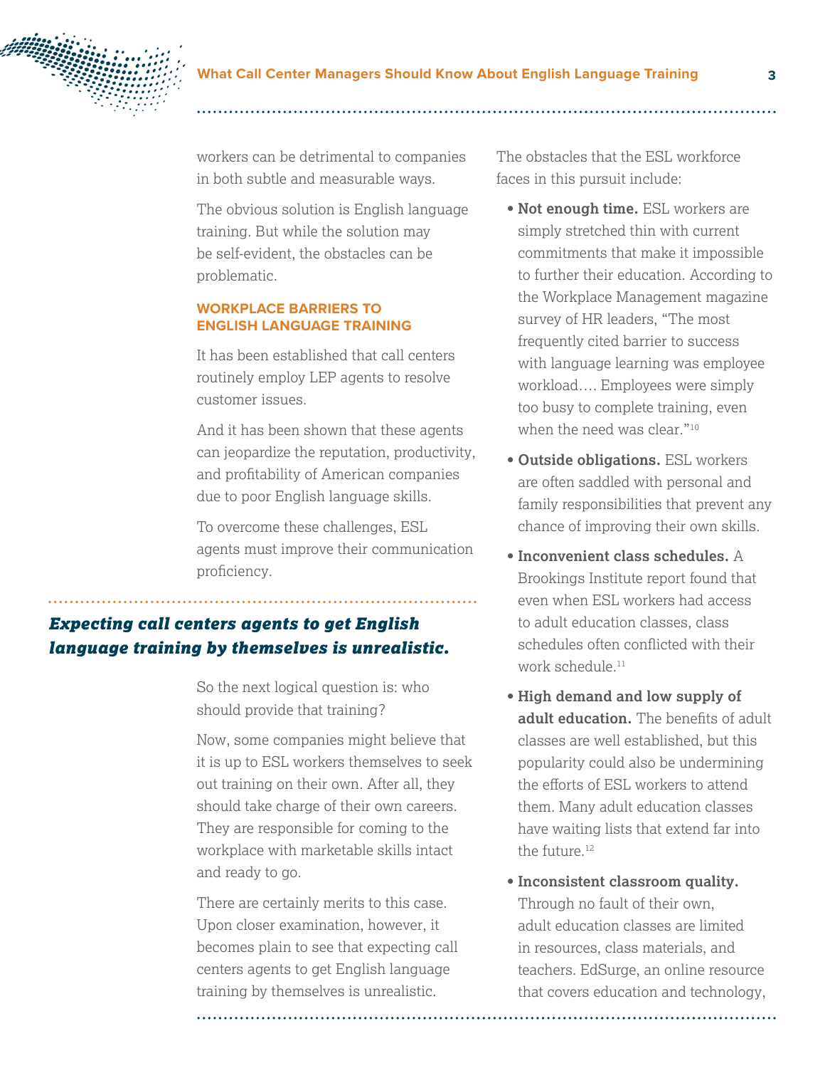workers can be detrimental to companies in both subtle and measurable ways.

The obvious solution is English language training. But while the solution may be self-evident, the obstacles can be problematic.

### WORKPLACE BARRIERS TO ENGLISH LANGUAGE TRAINING

It has been established that call centers routinely employ LEP agents to resolve customer issues.

And it has been shown that these agents can jeopardize the reputation, productivity, and profitability of American companies due to poor English language skills.

To overcome these challenges, ESL agents must improve their communication proficiency.

***Expecting call centers agents to get English language training by themselves is unrealistic.***

So the next logical question is: who should provide that training?

Now, some companies might believe that it is up to ESL workers themselves to seek out training on their own. After all, they should take charge of their own careers. They are responsible for coming to the workplace with marketable skills intact and ready to go.

There are certainly merits to this case. Upon closer examination, however, it becomes plain to see that expecting call centers agents to get English language training by themselves is unrealistic.

The obstacles that the ESL workforce faces in this pursuit include:

- **Not enough time.** ESL workers are simply stretched thin with current commitments that make it impossible to further their education. According to the Workplace Management magazine survey of HR leaders, "The most frequently cited barrier to success with language learning was employee workload.... Employees were simply too busy to complete training, even when the need was clear."[10]
- **Outside obligations.** ESL workers are often saddled with personal and family responsibilities that prevent any chance of improving their own skills.
- **Inconvenient class schedules.** A Brookings Institute report found that even when ESL workers had access to adult education classes, class schedules often conflicted with their work schedule.[11]
- **High demand and low supply of adult education.** The benefits of adult classes are well established, but this popularity could also be undermining the efforts of ESL workers to attend them. Many adult education classes have waiting lists that extend far into the future.[12]
- **Inconsistent classroom quality.** Through no fault of their own, adult education classes are limited in resources, class materials, and teachers. EdSurge, an online resource that covers education and technology,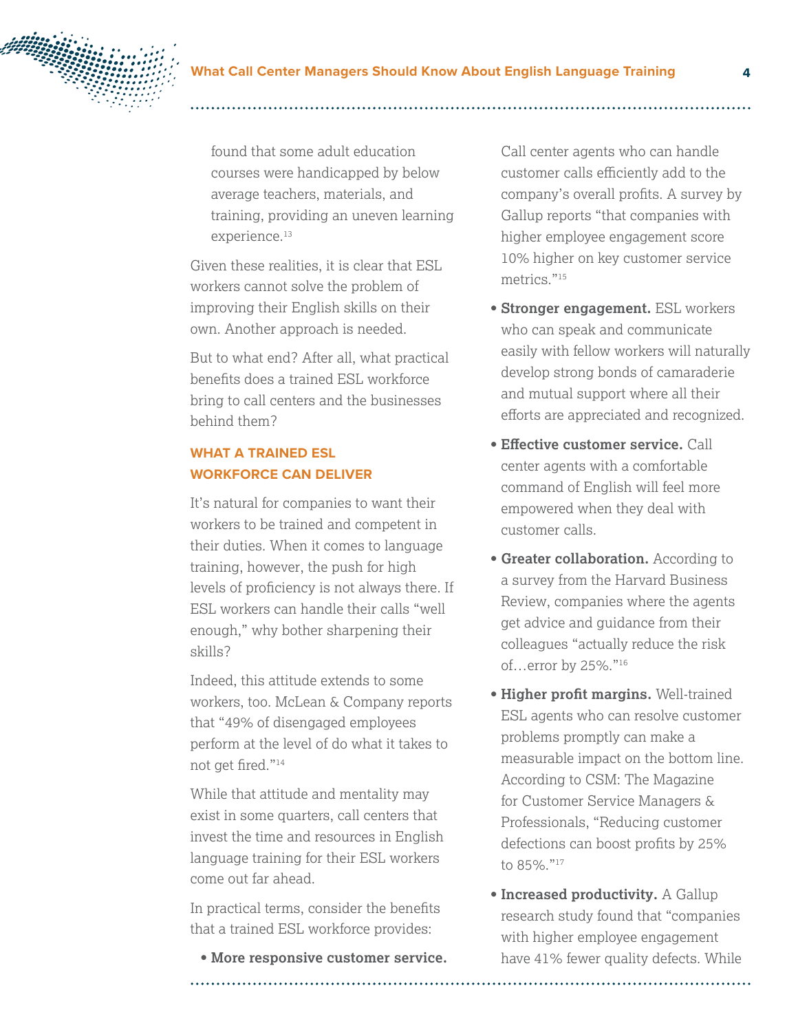found that some adult education courses were handicapped by below average teachers, materials, and training, providing an uneven learning experience.[13]

Given these realities, it is clear that ESL workers cannot solve the problem of improving their English skills on their own. Another approach is needed.

But to what end? After all, what practical benefits does a trained ESL workforce bring to call centers and the businesses behind them?

## WHAT A TRAINED ESL WORKFORCE CAN DELIVER

It's natural for companies to want their workers to be trained and competent in their duties. When it comes to language training, however, the push for high levels of proficiency is not always there. If ESL workers can handle their calls "well enough," why bother sharpening their skills?

Indeed, this attitude extends to some workers, too. McLean & Company reports that "49% of disengaged employees perform at the level of do what it takes to not get fired."[14]

While that attitude and mentality may exist in some quarters, call centers that invest the time and resources in English language training for their ESL workers come out far ahead.

In practical terms, consider the benefits that a trained ESL workforce provides:

- **More responsive customer service.** Call center agents who can handle customer calls efficiently add to the company's overall profits. A survey by Gallup reports "that companies with higher employee engagement score 10% higher on key customer service metrics."[15]
- **Stronger engagement.** ESL workers who can speak and communicate easily with fellow workers will naturally develop strong bonds of camaraderie and mutual support where all their efforts are appreciated and recognized.
- **Effective customer service.** Call center agents with a comfortable command of English will feel more empowered when they deal with customer calls.
- **Greater collaboration.** According to a survey from the Harvard Business Review, companies where the agents get advice and guidance from their colleagues "actually reduce the risk of…error by 25%."[16]
- **Higher profit margins.** Well-trained ESL agents who can resolve customer problems promptly can make a measurable impact on the bottom line. According to CSM: The Magazine for Customer Service Managers & Professionals, "Reducing customer defections can boost profits by 25% to 85%."[17]
- **Increased productivity.** A Gallup research study found that "companies with higher employee engagement have 41% fewer quality defects. While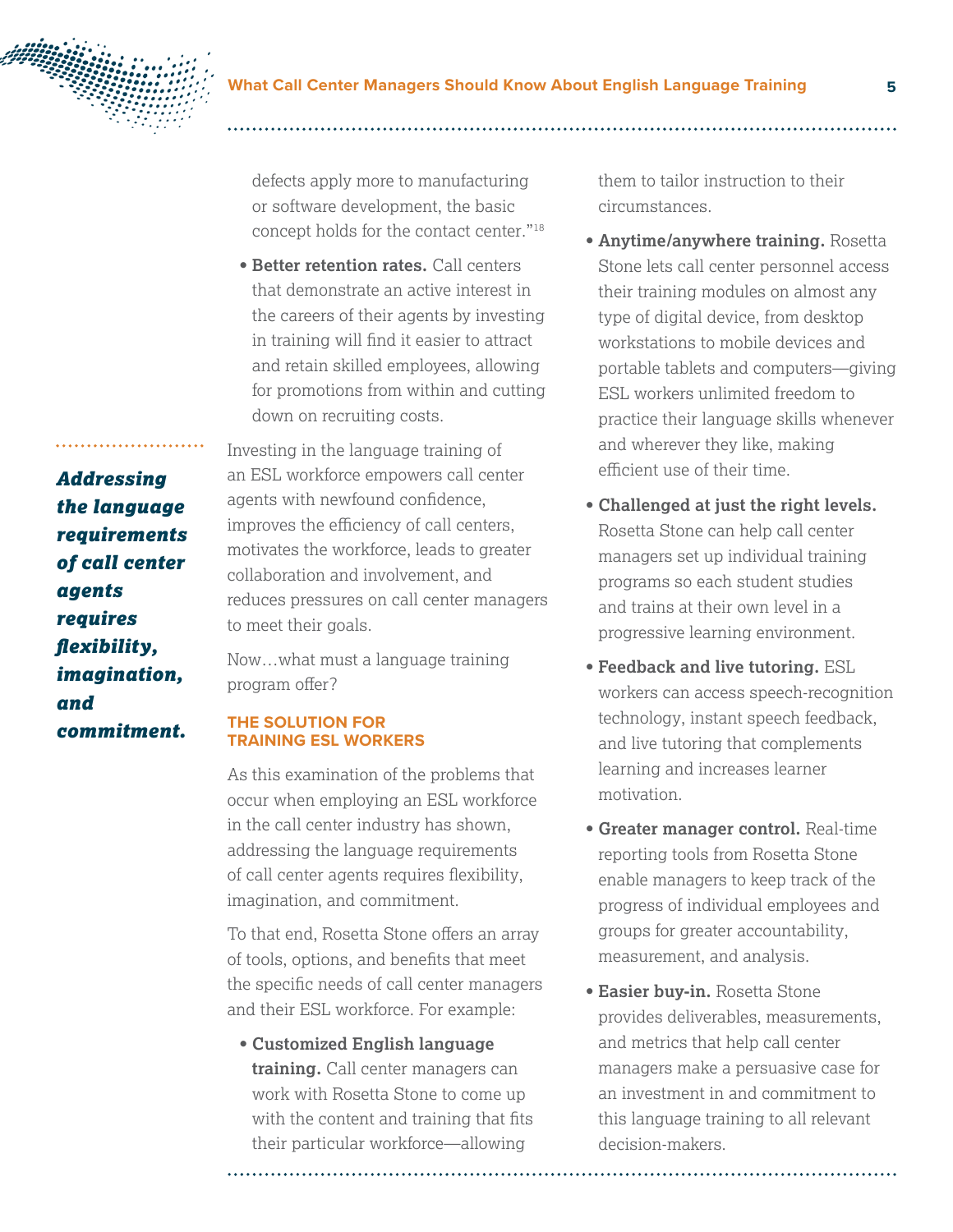defects apply more to manufacturing or software development, the basic concept holds for the contact center."[18]

- **Better retention rates.** Call centers that demonstrate an active interest in the careers of their agents by investing in training will find it easier to attract and retain skilled employees, allowing for promotions from within and cutting down on recruiting costs.

***Addressing the language requirements of call center agents requires flexibility, imagination, and commitment.***

Investing in the language training of an ESL workforce empowers call center agents with newfound confidence, improves the efficiency of call centers, motivates the workforce, leads to greater collaboration and involvement, and reduces pressures on call center managers to meet their goals.

Now…what must a language training program offer?

### THE SOLUTION FOR TRAINING ESL WORKERS

As this examination of the problems that occur when employing an ESL workforce in the call center industry has shown, addressing the language requirements of call center agents requires flexibility, imagination, and commitment.

To that end, Rosetta Stone offers an array of tools, options, and benefits that meet the specific needs of call center managers and their ESL workforce. For example:

- **Customized English language training.** Call center managers can work with Rosetta Stone to come up with the content and training that fits their particular workforce—allowing them to tailor instruction to their circumstances.
- **Anytime/anywhere training.** Rosetta Stone lets call center personnel access their training modules on almost any type of digital device, from desktop workstations to mobile devices and portable tablets and computers—giving ESL workers unlimited freedom to practice their language skills whenever and wherever they like, making efficient use of their time.
- **Challenged at just the right levels.** Rosetta Stone can help call center managers set up individual training programs so each student studies and trains at their own level in a progressive learning environment.
- **Feedback and live tutoring.** ESL workers can access speech-recognition technology, instant speech feedback, and live tutoring that complements learning and increases learner motivation.
- **Greater manager control.** Real-time reporting tools from Rosetta Stone enable managers to keep track of the progress of individual employees and groups for greater accountability, measurement, and analysis.
- **Easier buy-in.** Rosetta Stone provides deliverables, measurements, and metrics that help call center managers make a persuasive case for an investment in and commitment to this language training to all relevant decision-makers.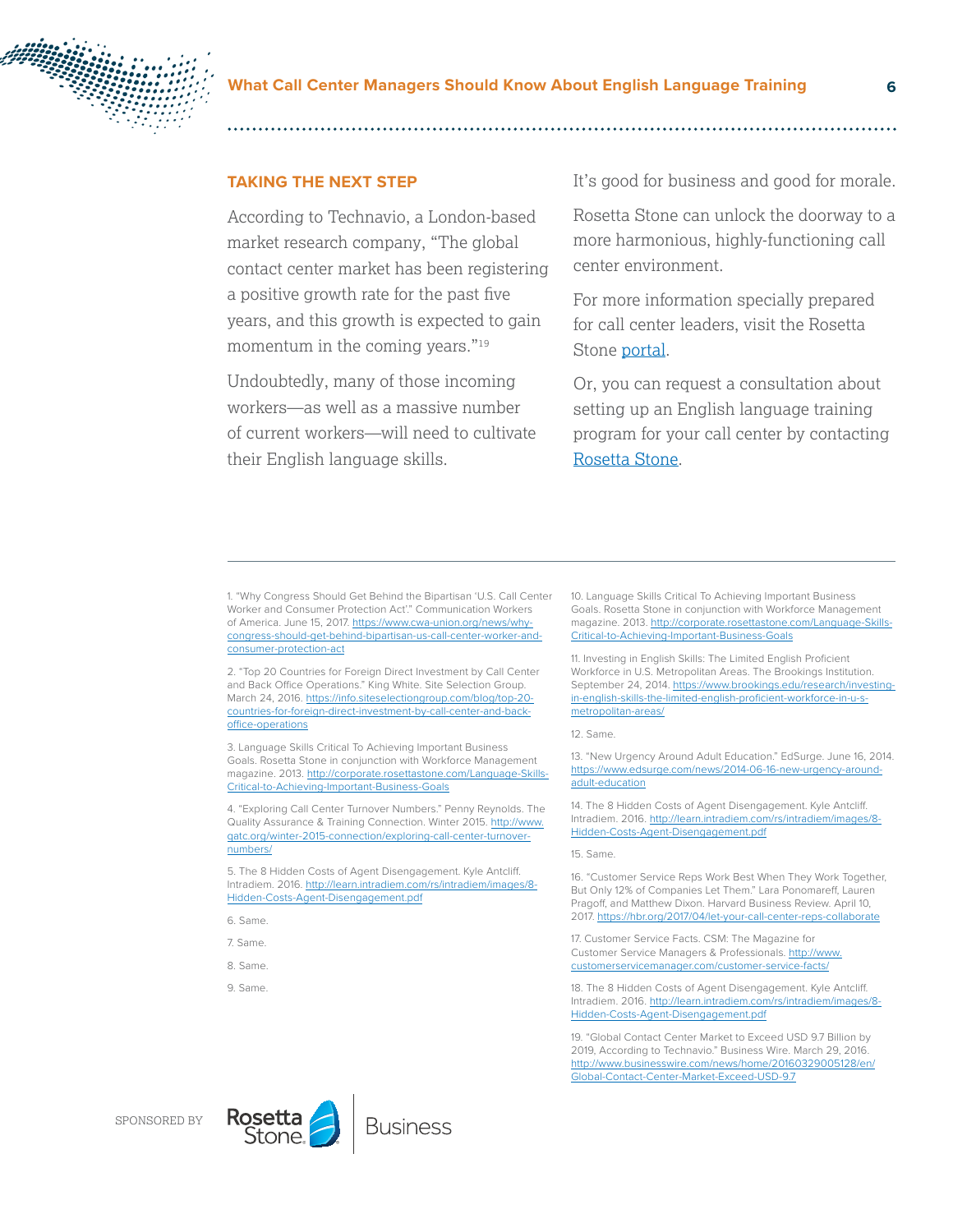## TAKING THE NEXT STEP

According to Technavio, a London-based market research company, "The global contact center market has been registering a positive growth rate for the past five years, and this growth is expected to gain momentum in the coming years."[19]

Undoubtedly, many of those incoming workers—as well as a massive number of current workers—will need to cultivate their English language skills.

It's good for business and good for morale.

Rosetta Stone can unlock the doorway to a more harmonious, highly-functioning call center environment.

For more information specially prepared for call center leaders, visit the Rosetta Stone portal.

Or, you can request a consultation about setting up an English language training program for your call center by contacting Rosetta Stone.

---

1. "Why Congress Should Get Behind the Bipartisan 'U.S. Call Center Worker and Consumer Protection Act'." Communication Workers of America. June 15, 2017. https://www.cwa-union.org/news/why-congress-should-get-behind-bipartisan-us-call-center-worker-and-consumer-protection-act

2. "Top 20 Countries for Foreign Direct Investment by Call Center and Back Office Operations." King White. Site Selection Group. March 24, 2016. https://info.siteselectiongroup.com/blog/top-20-countries-for-foreign-direct-investment-by-call-center-and-back-office-operations

3. Language Skills Critical To Achieving Important Business Goals. Rosetta Stone in conjunction with Workforce Management magazine. 2013. http://corporate.rosettastone.com/Language-Skills-Critical-to-Achieving-Important-Business-Goals

4. "Exploring Call Center Turnover Numbers." Penny Reynolds. The Quality Assurance & Training Connection. Winter 2015. http://www.qatc.org/winter-2015-connection/exploring-call-center-turnover-numbers/

5. The 8 Hidden Costs of Agent Disengagement. Kyle Antcliff. Intradiem. 2016. http://learn.intradiem.com/rs/intradiem/images/8-Hidden-Costs-Agent-Disengagement.pdf

6. Same.

7. Same.

8. Same.

9. Same.

10. Language Skills Critical To Achieving Important Business Goals. Rosetta Stone in conjunction with Workforce Management magazine. 2013. http://corporate.rosettastone.com/Language-Skills-Critical-to-Achieving-Important-Business-Goals

11. Investing in English Skills: The Limited English Proficient Workforce in U.S. Metropolitan Areas. The Brookings Institution. September 24, 2014. https://www.brookings.edu/research/investing-in-english-skills-the-limited-english-proficient-workforce-in-u-s-metropolitan-areas/

12. Same.

13. "New Urgency Around Adult Education." EdSurge. June 16, 2014. https://www.edsurge.com/news/2014-06-16-new-urgency-around-adult-education

14. The 8 Hidden Costs of Agent Disengagement. Kyle Antcliff. Intradiem. 2016. http://learn.intradiem.com/rs/intradiem/images/8-Hidden-Costs-Agent-Disengagement.pdf

15. Same.

16. "Customer Service Reps Work Best When They Work Together, But Only 12% of Companies Let Them." Lara Ponomareff, Lauren Pragoff, and Matthew Dixon. Harvard Business Review. April 10, 2017. https://hbr.org/2017/04/let-your-call-center-reps-collaborate

17. Customer Service Facts. CSM: The Magazine for Customer Service Managers & Professionals. http://www.customerservicemanager.com/customer-service-facts/

18. The 8 Hidden Costs of Agent Disengagement. Kyle Antcliff. Intradiem. 2016. http://learn.intradiem.com/rs/intradiem/images/8-Hidden-Costs-Agent-Disengagement.pdf

19. "Global Contact Center Market to Exceed USD 9.7 Billion by 2019, According to Technavio." Business Wire. March 29, 2016. http://www.businesswire.com/news/home/20160329005128/en/Global-Contact-Center-Market-Exceed-USD-9.7

SPONSORED BY Rosetta Stone Business